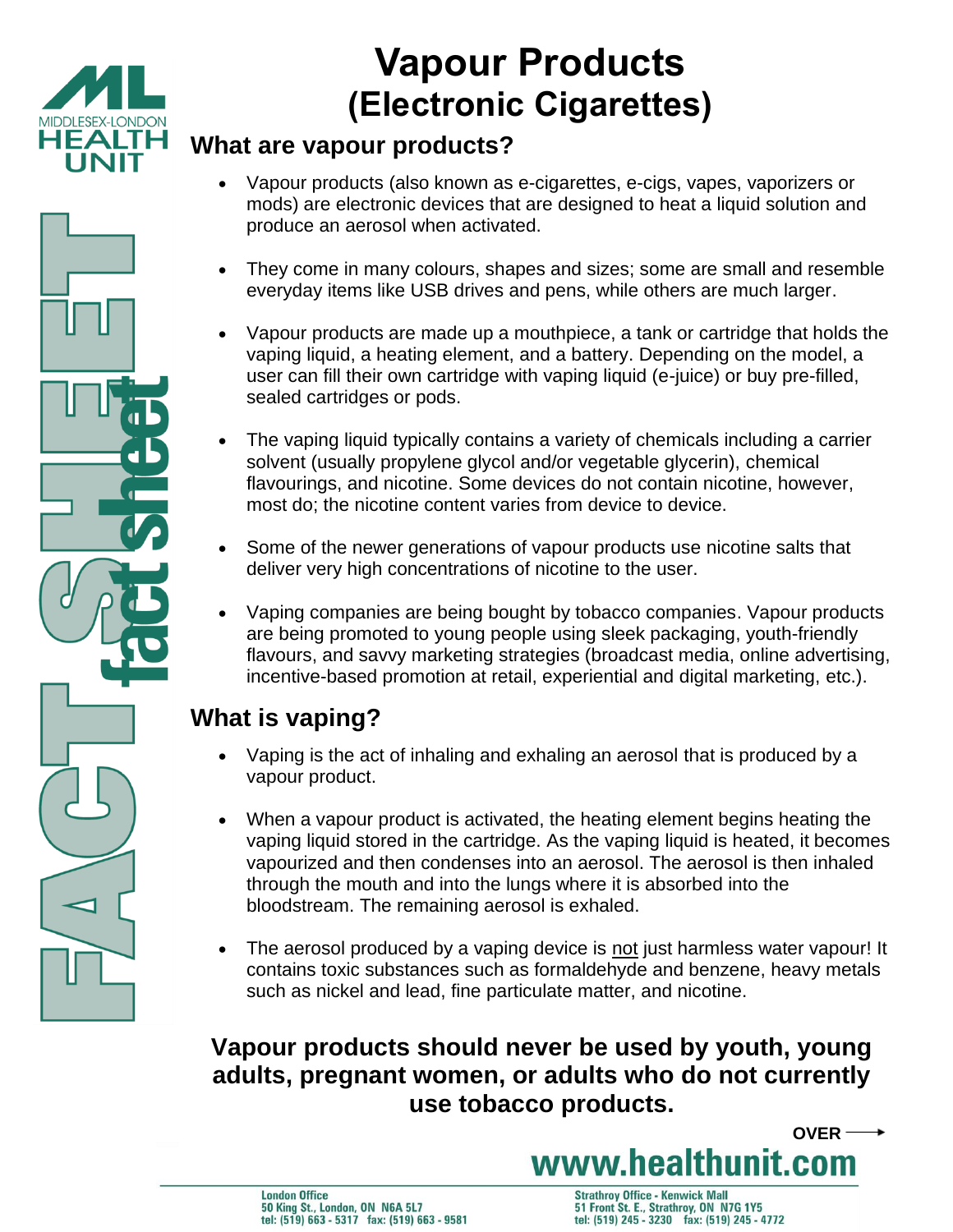# Vapour Products (Electronic Cigarettes)

## What are vapour products?

- Vapour products (also known as e-cigarettes, e-cigs, vapes, vaporizers or mods) are electronic devices that are designed to heat a liquid solution and produce an aerosol when activated.
- They come in many colours, shapes and sizes; some are small and resemble everyday items like USB drives and pens, while others are much larger.
- Vapour products are made up a mouthpiece, a tank or cartridge that holds the vaping liquid, a heating element, and a battery. Depending on the model, a user can fill their own cartridge with vaping liquid (e-juice) or buy pre-filled, sealed cartridges or pods.
- The vaping liquid typically contains a variety of chemicals including a carrier solvent (usually propylene glycol and/or vegetable glycerin), chemical flavourings, and nicotine. Some devices do not contain nicotine, however, most do; the nicotine content varies from device to device.
- Some of the newer generations of vapour products use nicotine salts that deliver very high concentrations of nicotine to the user.
- Vaping companies are being bought by tobacco companies. Vapour products are being promoted to young people using sleek packaging, youth-friendly flavours, and savvy marketing strategies (broadcast media, online advertising, incentive-based promotion at retail, experiential and digital marketing, etc.).

## What is vaping?

- Vaping is the act of inhaling and exhaling an aerosol that is produced by a vapour product.
- When a vapour product is activated, the heating element begins heating the vaping liquid stored in the cartridge. As the vaping liquid is heated, it becomes vapourized and then condenses into an aerosol. The aerosol is then inhaled through the mouth and into the lungs where it is absorbed into the bloodstream. The remaining aerosol is exhaled.
- The aerosol produced by a vaping device is not just harmless water vapour! It contains toxic substances such as formaldehyde and benzene, heavy metals such as nickel and lead, fine particulate matter, and nicotine.

**Vapour products should never be used by youth, young adults, pregnant women, or adults who do not currently use tobacco products.**

OVER →

www.healthunit.com

London Office
50 King St., London, ON N6A 5L7
tel: (519) 663 - 5317 fax: (519) 663 - 9581

Strathroy Office - Kenwick Mall
51 Front St. E., Strathroy, ON N7G 1Y5
tel: (519) 245 - 3230 fax: (519) 245 - 4772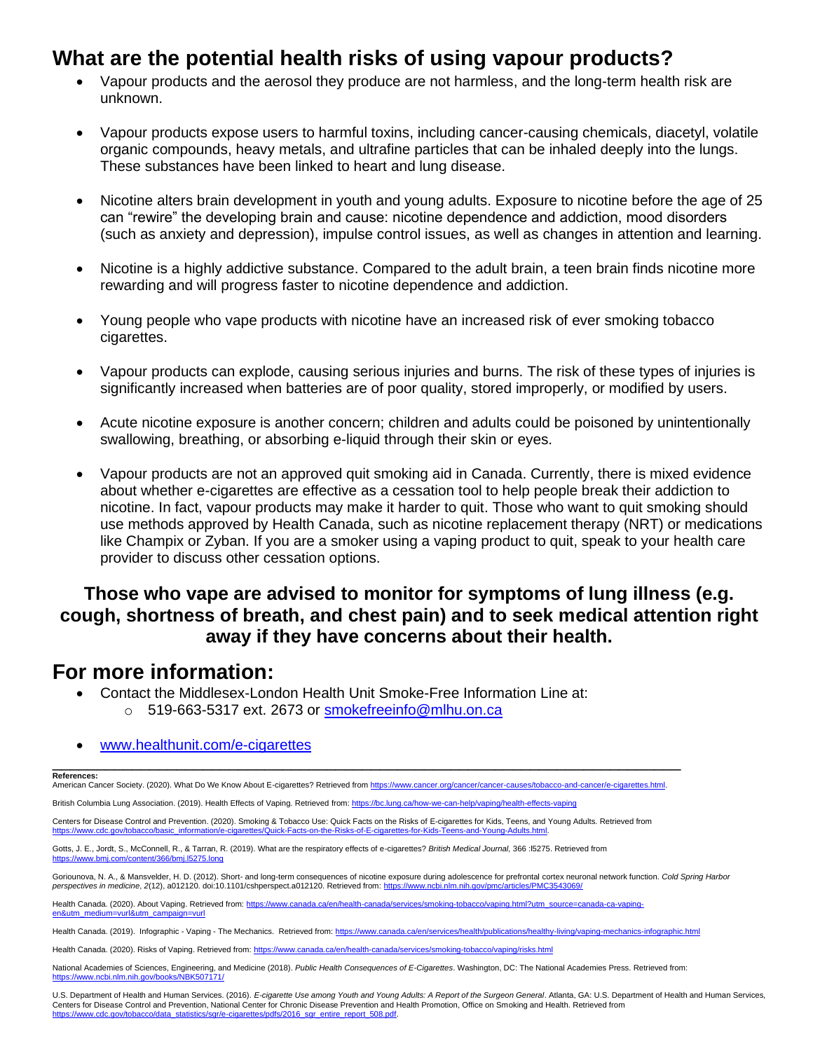## What are the potential health risks of using vapour products?

- Vapour products and the aerosol they produce are not harmless, and the long-term health risk are unknown.
- Vapour products expose users to harmful toxins, including cancer-causing chemicals, diacetyl, volatile organic compounds, heavy metals, and ultrafine particles that can be inhaled deeply into the lungs. These substances have been linked to heart and lung disease.
- Nicotine alters brain development in youth and young adults. Exposure to nicotine before the age of 25 can "rewire" the developing brain and cause: nicotine dependence and addiction, mood disorders (such as anxiety and depression), impulse control issues, as well as changes in attention and learning.
- Nicotine is a highly addictive substance. Compared to the adult brain, a teen brain finds nicotine more rewarding and will progress faster to nicotine dependence and addiction.
- Young people who vape products with nicotine have an increased risk of ever smoking tobacco cigarettes.
- Vapour products can explode, causing serious injuries and burns. The risk of these types of injuries is significantly increased when batteries are of poor quality, stored improperly, or modified by users.
- Acute nicotine exposure is another concern; children and adults could be poisoned by unintentionally swallowing, breathing, or absorbing e-liquid through their skin or eyes.
- Vapour products are not an approved quit smoking aid in Canada. Currently, there is mixed evidence about whether e-cigarettes are effective as a cessation tool to help people break their addiction to nicotine. In fact, vapour products may make it harder to quit. Those who want to quit smoking should use methods approved by Health Canada, such as nicotine replacement therapy (NRT) or medications like Champix or Zyban. If you are a smoker using a vaping product to quit, speak to your health care provider to discuss other cessation options.

### Those who vape are advised to monitor for symptoms of lung illness (e.g. cough, shortness of breath, and chest pain) and to seek medical attention right away if they have concerns about their health.

## For more information:

- Contact the Middlesex-London Health Unit Smoke-Free Information Line at:
  - 519-663-5317 ext. 2673 or smokefreeinfo@mlhu.on.ca
- www.healthunit.com/e-cigarettes

---

**References:**

American Cancer Society. (2020). What Do We Know About E-cigarettes? Retrieved from https://www.cancer.org/cancer/cancer-causes/tobacco-and-cancer/e-cigarettes.html.

British Columbia Lung Association. (2019). Health Effects of Vaping. Retrieved from: https://bc.lung.ca/how-we-can-help/vaping/health-effects-vaping

Centers for Disease Control and Prevention. (2020). Smoking & Tobacco Use: Quick Facts on the Risks of E-cigarettes for Kids, Teens, and Young Adults. Retrieved from https://www.cdc.gov/tobacco/basic_information/e-cigarettes/Quick-Facts-on-the-Risks-of-E-cigarettes-for-Kids-Teens-and-Young-Adults.html.

Gotts, J. E., Jordt, S., McConnell, R., & Tarran, R. (2019). What are the respiratory effects of e-cigarettes? *British Medical Journal,* 366 :l5275. Retrieved from https://www.bmj.com/content/366/bmj.l5275.long

Goriounova, N. A., & Mansvelder, H. D. (2012). Short- and long-term consequences of nicotine exposure during adolescence for prefrontal cortex neuronal network function. *Cold Spring Harbor perspectives in medicine*, *2*(12), a012120. doi:10.1101/cshperspect.a012120. Retrieved from: https://www.ncbi.nlm.nih.gov/pmc/articles/PMC3543069/

Health Canada. (2020). About Vaping. Retrieved from: https://www.canada.ca/en/health-canada/services/smoking-tobacco/vaping.html?utm_source=canada-ca-vaping-en&utm_medium=vurl&utm_campaign=vurl

Health Canada. (2019). Infographic - Vaping - The Mechanics. Retrieved from: https://www.canada.ca/en/services/health/publications/healthy-living/vaping-mechanics-infographic.html

Health Canada. (2020). Risks of Vaping. Retrieved from: https://www.canada.ca/en/health-canada/services/smoking-tobacco/vaping/risks.html

National Academies of Sciences, Engineering, and Medicine (2018). *Public Health Consequences of E-Cigarettes*. Washington, DC: The National Academies Press. Retrieved from: https://www.ncbi.nlm.nih.gov/books/NBK507171/

U.S. Department of Health and Human Services. (2016). *E-cigarette Use among Youth and Young Adults: A Report of the Surgeon General*. Atlanta, GA: U.S. Department of Health and Human Services, Centers for Disease Control and Prevention, National Center for Chronic Disease Prevention and Health Promotion, Office on Smoking and Health. Retrieved from https://www.cdc.gov/tobacco/data_statistics/sgr/e-cigarettes/pdfs/2016_sgr_entire_report_508.pdf.